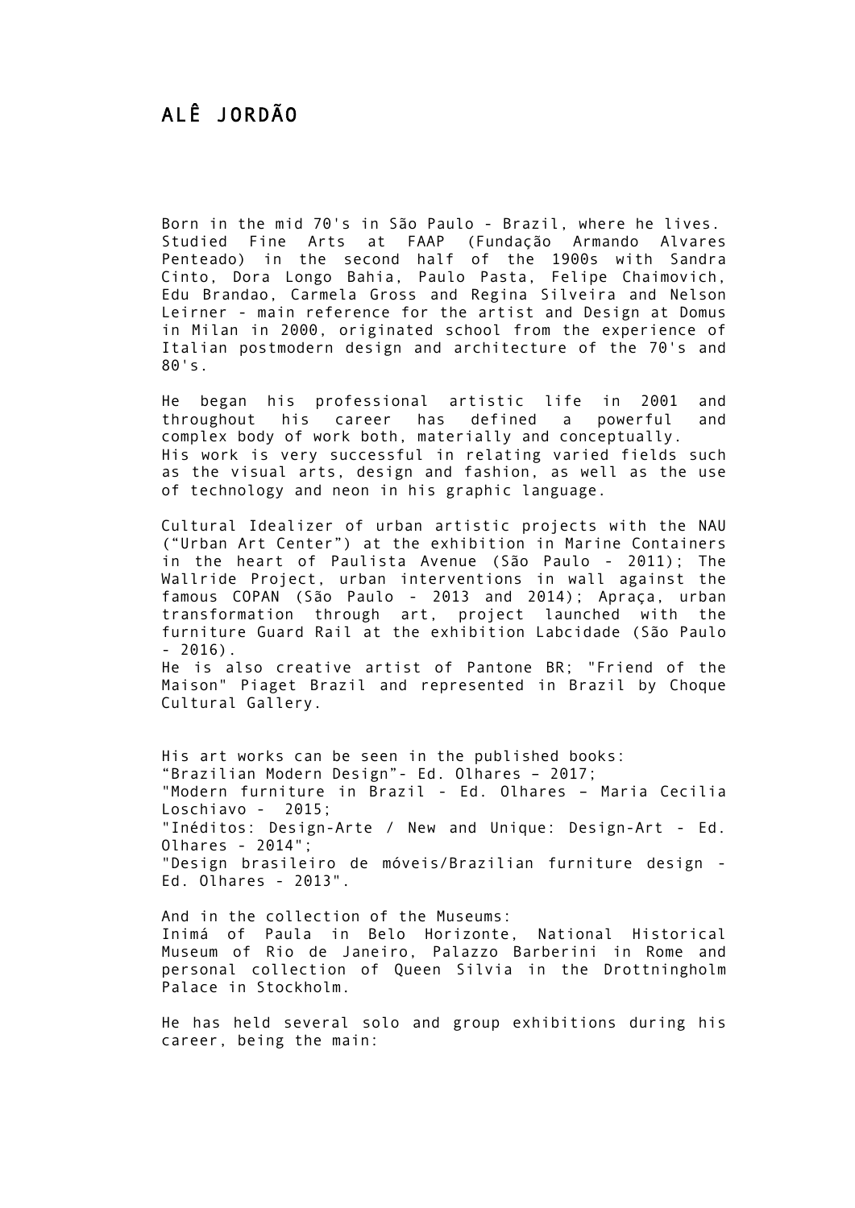# ALÊ JORDÃO

Born in the mid 70's in São Paulo - Brazil, where he lives. Studied Fine Arts at FAAP (Fundação Armando Alvares Penteado) in the second half of the 1900s with Sandra Cinto, Dora Longo Bahia, Paulo Pasta, Felipe Chaimovich, Edu Brandao, Carmela Gross and Regina Silveira and Nelson Leirner - main reference for the artist and Design at Domus in Milan in 2000, originated school from the experience of Italian postmodern design and architecture of the 70's and 80's.

He began his professional artistic life in 2001 and throughout his career has defined a powerful and complex body of work both, materially and conceptually.
His work is very successful in relating varied fields such as the visual arts, design and fashion, as well as the use of technology and neon in his graphic language.

Cultural Idealizer of urban artistic projects with the NAU ("Urban Art Center") at the exhibition in Marine Containers in the heart of Paulista Avenue (São Paulo - 2011); The Wallride Project, urban interventions in wall against the famous COPAN (São Paulo - 2013 and 2014); Apraça, urban transformation through art, project launched with the furniture Guard Rail at the exhibition Labcidade (São Paulo - 2016).
He is also creative artist of Pantone BR; "Friend of the Maison" Piaget Brazil and represented in Brazil by Choque Cultural Gallery.

His art works can be seen in the published books:
"Brazilian Modern Design"- Ed. Olhares – 2017;
"Modern furniture in Brazil - Ed. Olhares – Maria Cecilia Loschiavo - 2015;
"Inéditos: Design-Arte / New and Unique: Design-Art - Ed. Olhares - 2014";
"Design brasileiro de móveis/Brazilian furniture design - Ed. Olhares - 2013".

And in the collection of the Museums:
Inimá of Paula in Belo Horizonte, National Historical Museum of Rio de Janeiro, Palazzo Barberini in Rome and personal collection of Queen Silvia in the Drottningholm Palace in Stockholm.

He has held several solo and group exhibitions during his career, being the main: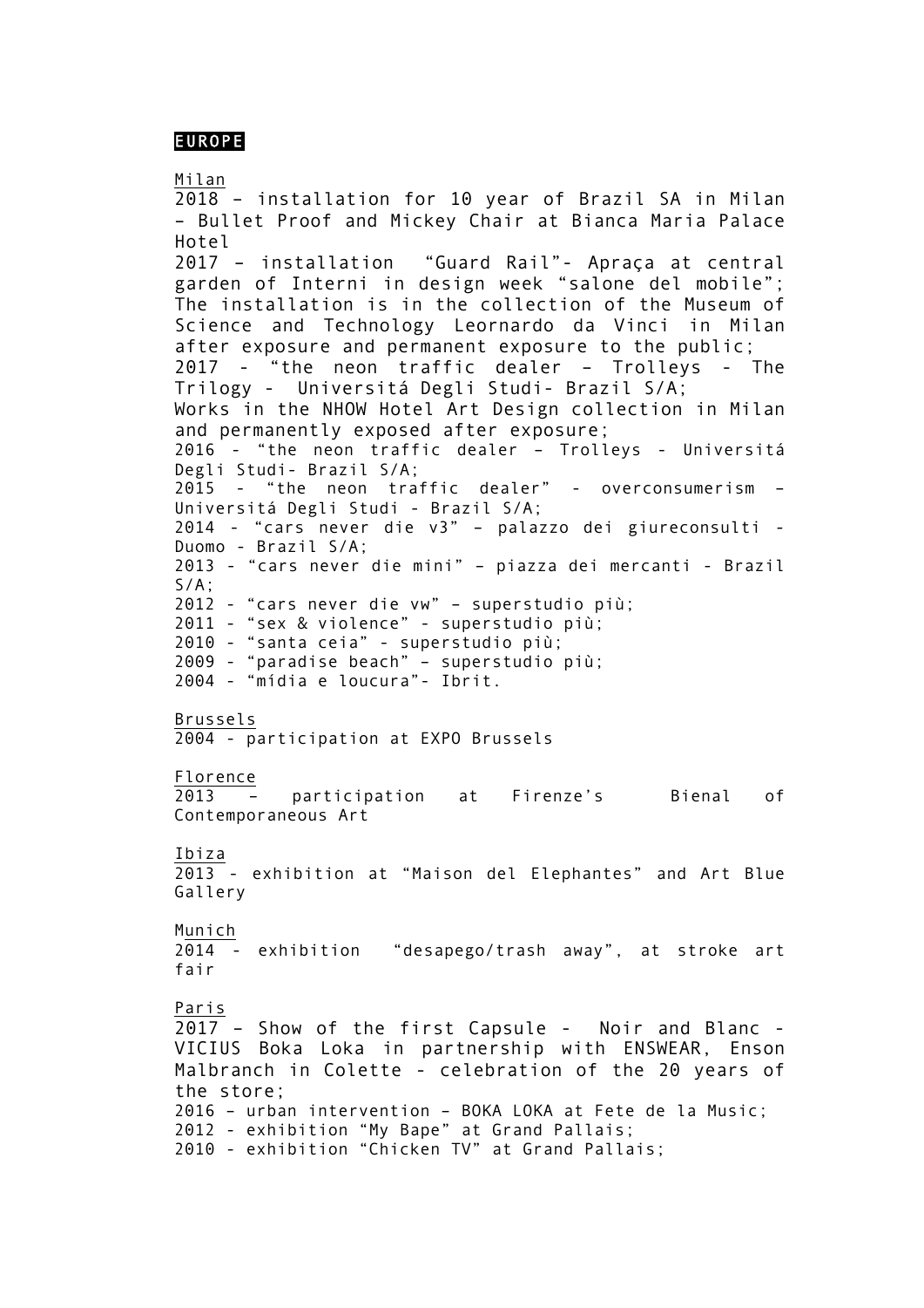**EUROPE**

Milan
2018 – installation for 10 year of Brazil SA in Milan – Bullet Proof and Mickey Chair at Bianca Maria Palace Hotel
2017 – installation "Guard Rail"- Apraça at central garden of Interni in design week "salone del mobile"; The installation is in the collection of the Museum of Science and Technology Leornardo da Vinci in Milan after exposure and permanent exposure to the public;
2017 - "the neon traffic dealer – Trolleys - The Trilogy - Universitá Degli Studi- Brazil S/A;
Works in the NHOW Hotel Art Design collection in Milan and permanently exposed after exposure;
2016 - "the neon traffic dealer – Trolleys - Universitá Degli Studi- Brazil S/A;
2015 - "the neon traffic dealer" - overconsumerism – Universitá Degli Studi - Brazil S/A;
2014 - "cars never die v3" – palazzo dei giureconsulti - Duomo - Brazil S/A;
2013 - "cars never die mini" – piazza dei mercanti - Brazil S/A;
2012 - "cars never die vw" – superstudio più;
2011 - "sex & violence" - superstudio più;
2010 - "santa ceia" - superstudio più;
2009 - "paradise beach" – superstudio più;
2004 - "mídia e loucura"- Ibrit.

Brussels
2004 - participation at EXPO Brussels

Florence
2013 – participation at Firenze's Bienal of Contemporaneous Art

Ibiza
2013 - exhibition at "Maison del Elephantes" and Art Blue Gallery

Munich
2014 - exhibition "desapego/trash away", at stroke art fair

Paris
2017 – Show of the first Capsule - Noir and Blanc - VICIUS Boka Loka in partnership with ENSWEAR, Enson Malbranch in Colette - celebration of the 20 years of the store;
2016 – urban intervention – BOKA LOKA at Fete de la Music;
2012 - exhibition "My Bape" at Grand Pallais;
2010 - exhibition "Chicken TV" at Grand Pallais;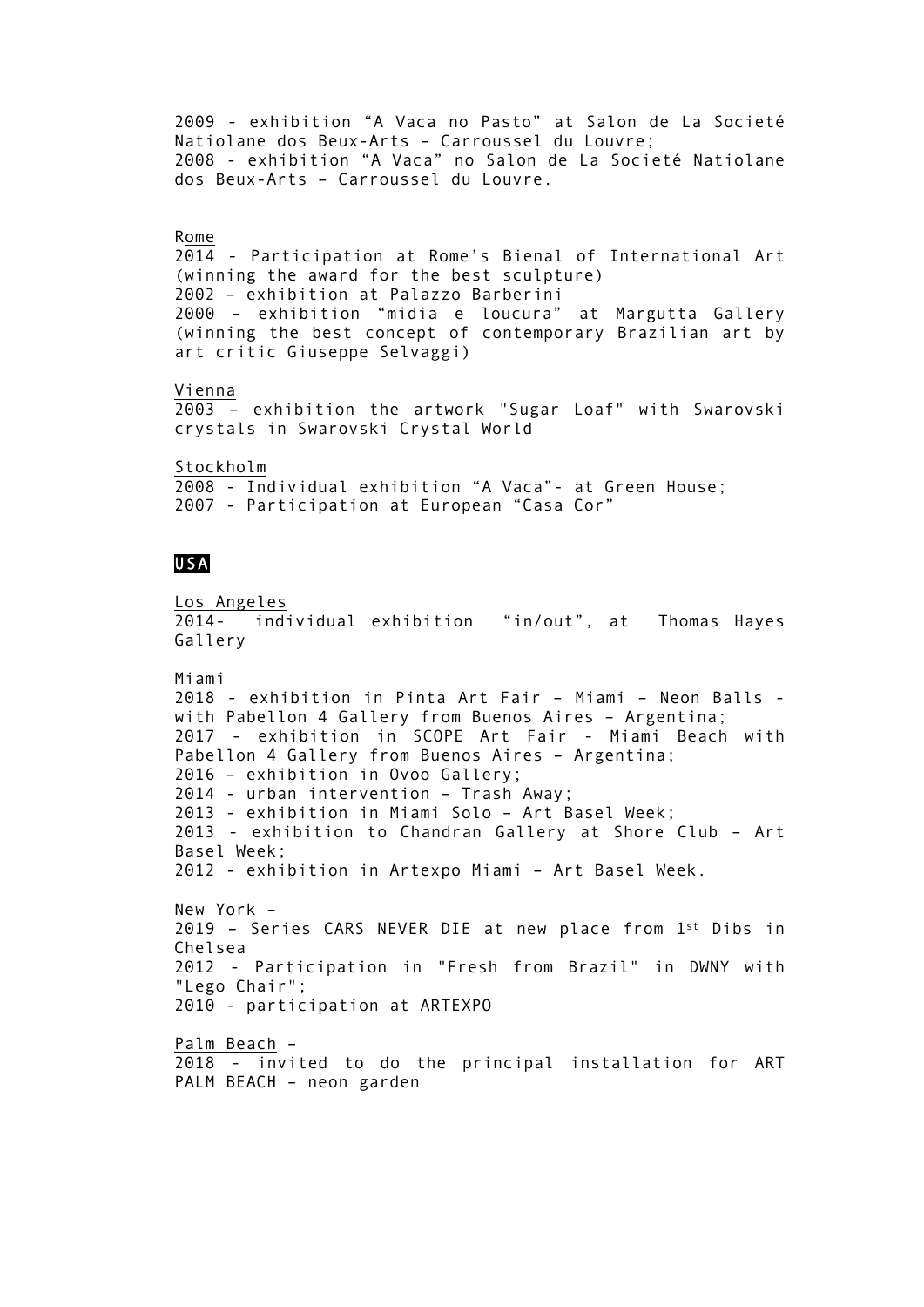2009 - exhibition “A Vaca no Pasto” at Salon de La Societé Natiolane dos Beux-Arts – Carroussel du Louvre;
2008 - exhibition “A Vaca” no Salon de La Societé Natiolane dos Beux-Arts – Carroussel du Louvre.

Rome
2014 - Participation at Rome’s Bienal of International Art (winning the award for the best sculpture)
2002 – exhibition at Palazzo Barberini
2000 – exhibition “midia e loucura” at Margutta Gallery (winning the best concept of contemporary Brazilian art by art critic Giuseppe Selvaggi)

Vienna
2003 – exhibition the artwork "Sugar Loaf" with Swarovski crystals in Swarovski Crystal World

Stockholm
2008 - Individual exhibition “A Vaca”- at Green House;
2007 - Participation at European “Casa Cor”

**USA**

Los Angeles
2014- individual exhibition “in/out”, at Thomas Hayes Gallery

Miami
2018 - exhibition in Pinta Art Fair – Miami – Neon Balls - with Pabellon 4 Gallery from Buenos Aires – Argentina;
2017 - exhibition in SCOPE Art Fair - Miami Beach with Pabellon 4 Gallery from Buenos Aires – Argentina;
2016 – exhibition in Ovoo Gallery;
2014 - urban intervention – Trash Away;
2013 - exhibition in Miami Solo – Art Basel Week;
2013 - exhibition to Chandran Gallery at Shore Club – Art Basel Week;
2012 - exhibition in Artexpo Miami – Art Basel Week.

New York –
2019 – Series CARS NEVER DIE at new place from 1st Dibs in Chelsea
2012 - Participation in "Fresh from Brazil" in DWNY with "Lego Chair";
2010 - participation at ARTEXPO

Palm Beach –
2018 - invited to do the principal installation for ART PALM BEACH – neon garden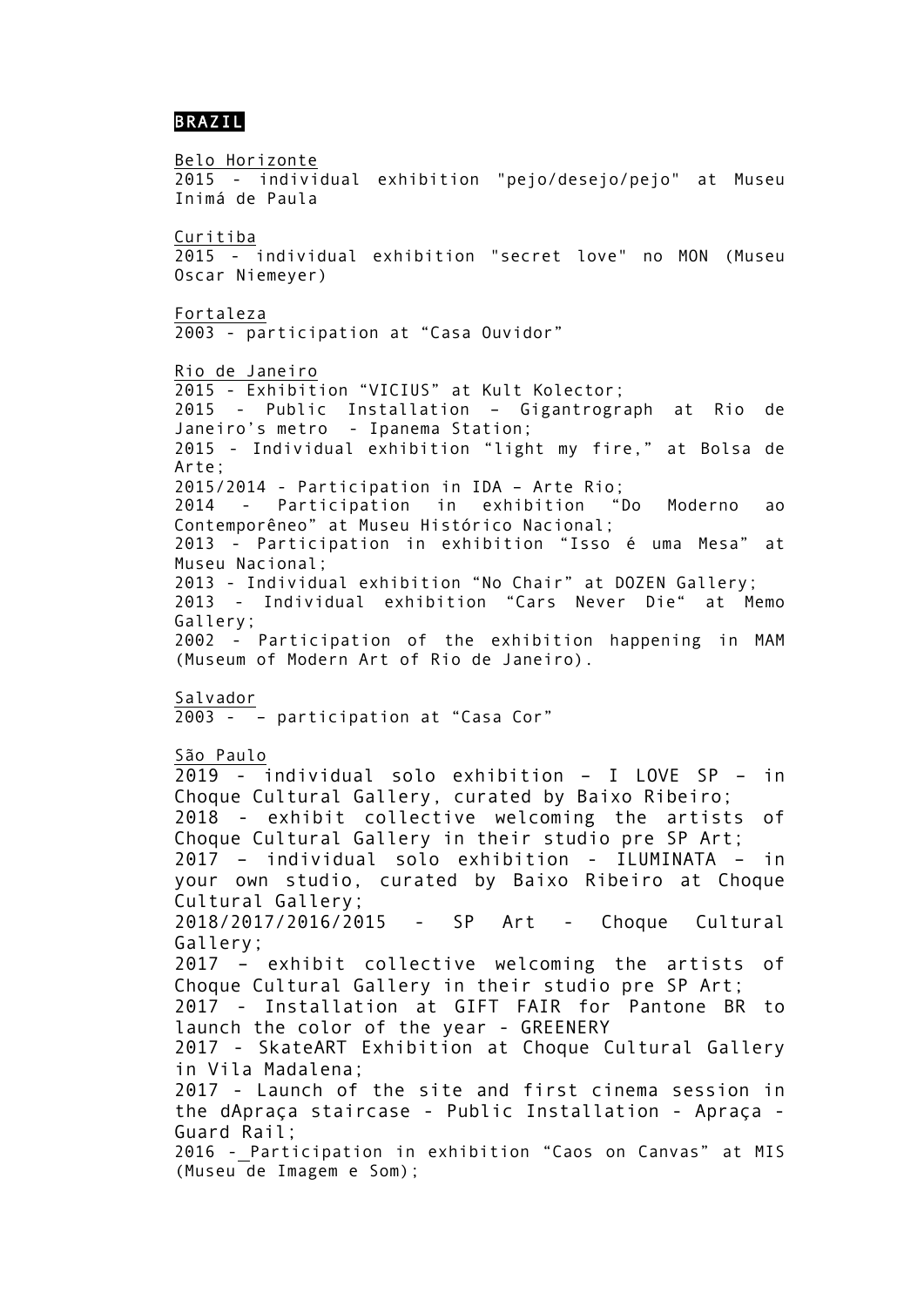## BRAZIL

Belo Horizonte
2015 - individual exhibition "pejo/desejo/pejo" at Museu Inimá de Paula

Curitiba
2015 - individual exhibition "secret love" no MON (Museu Oscar Niemeyer)

Fortaleza
2003 - participation at “Casa Ouvidor”

Rio de Janeiro
2015 - Exhibition “VICIUS” at Kult Kolector;
2015 - Public Installation – Gigantrograph at Rio de Janeiro’s metro - Ipanema Station;
2015 - Individual exhibition “light my fire,” at Bolsa de Arte;
2015/2014 - Participation in IDA – Arte Rio;
2014 - Participation in exhibition “Do Moderno ao Contemporêneo” at Museu Histórico Nacional;
2013 - Participation in exhibition “Isso é uma Mesa” at Museu Nacional;
2013 - Individual exhibition “No Chair” at DOZEN Gallery;
2013 - Individual exhibition “Cars Never Die“ at Memo Gallery;
2002 - Participation of the exhibition happening in MAM (Museum of Modern Art of Rio de Janeiro).

Salvador
2003 - – participation at “Casa Cor”

São Paulo
2019 - individual solo exhibition – I LOVE SP – in Choque Cultural Gallery, curated by Baixo Ribeiro;
2018 - exhibit collective welcoming the artists of Choque Cultural Gallery in their studio pre SP Art;
2017 – individual solo exhibition - ILUMINATA – in your own studio, curated by Baixo Ribeiro at Choque Cultural Gallery;
2018/2017/2016/2015 - SP Art - Choque Cultural Gallery;
2017 – exhibit collective welcoming the artists of Choque Cultural Gallery in their studio pre SP Art;
2017 - Installation at GIFT FAIR for Pantone BR to launch the color of the year - GREENERY
2017 - SkateART Exhibition at Choque Cultural Gallery in Vila Madalena;
2017 - Launch of the site and first cinema session in the dApraça staircase - Public Installation - Apraça - Guard Rail;
2016 - Participation in exhibition “Caos on Canvas” at MIS (Museu de Imagem e Som);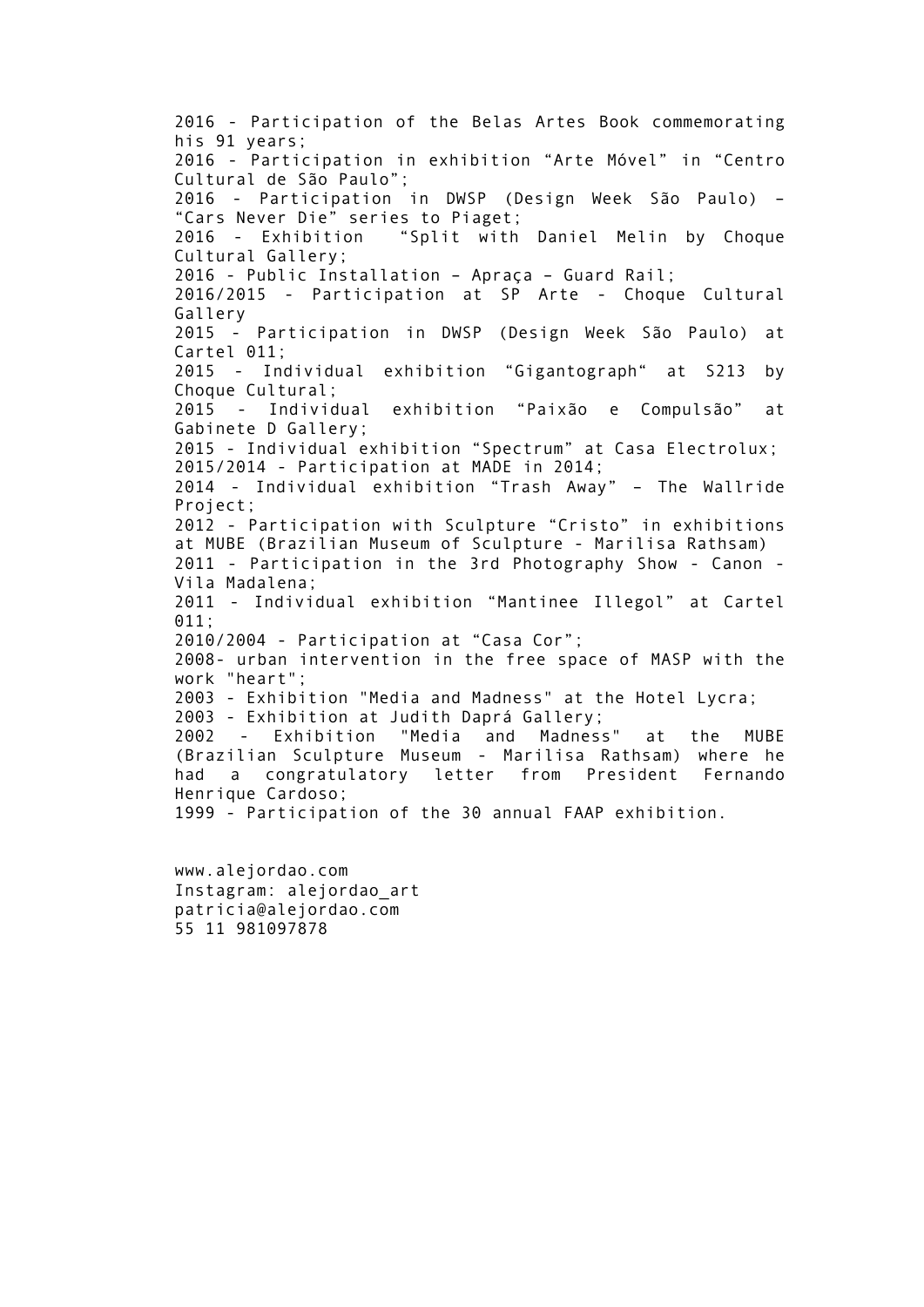2016 - Participation of the Belas Artes Book commemorating his 91 years;
2016 - Participation in exhibition “Arte Móvel” in “Centro Cultural de São Paulo”;
2016 - Participation in DWSP (Design Week São Paulo) – “Cars Never Die” series to Piaget;
2016 - Exhibition “Split with Daniel Melin by Choque Cultural Gallery;
2016 - Public Installation – Apraça – Guard Rail;
2016/2015 - Participation at SP Arte - Choque Cultural Gallery
2015 - Participation in DWSP (Design Week São Paulo) at Cartel 011;
2015 - Individual exhibition “Gigantograph“ at S213 by Choque Cultural;
2015 - Individual exhibition “Paixão e Compulsão” at Gabinete D Gallery;
2015 - Individual exhibition “Spectrum” at Casa Electrolux;
2015/2014 - Participation at MADE in 2014;
2014 - Individual exhibition “Trash Away” – The Wallride Project;
2012 - Participation with Sculpture “Cristo” in exhibitions at MUBE (Brazilian Museum of Sculpture - Marilisa Rathsam)
2011 - Participation in the 3rd Photography Show - Canon - Vila Madalena;
2011 - Individual exhibition “Mantinee Illegol” at Cartel 011;
2010/2004 - Participation at “Casa Cor”;
2008- urban intervention in the free space of MASP with the work "heart";
2003 - Exhibition "Media and Madness" at the Hotel Lycra;
2003 - Exhibition at Judith Daprá Gallery;
2002 - Exhibition "Media and Madness" at the MUBE (Brazilian Sculpture Museum - Marilisa Rathsam) where he had a congratulatory letter from President Fernando Henrique Cardoso;
1999 - Participation of the 30 annual FAAP exhibition.

www.alejordao.com
Instagram: alejordao_art
patricia@alejordao.com
55 11 981097878